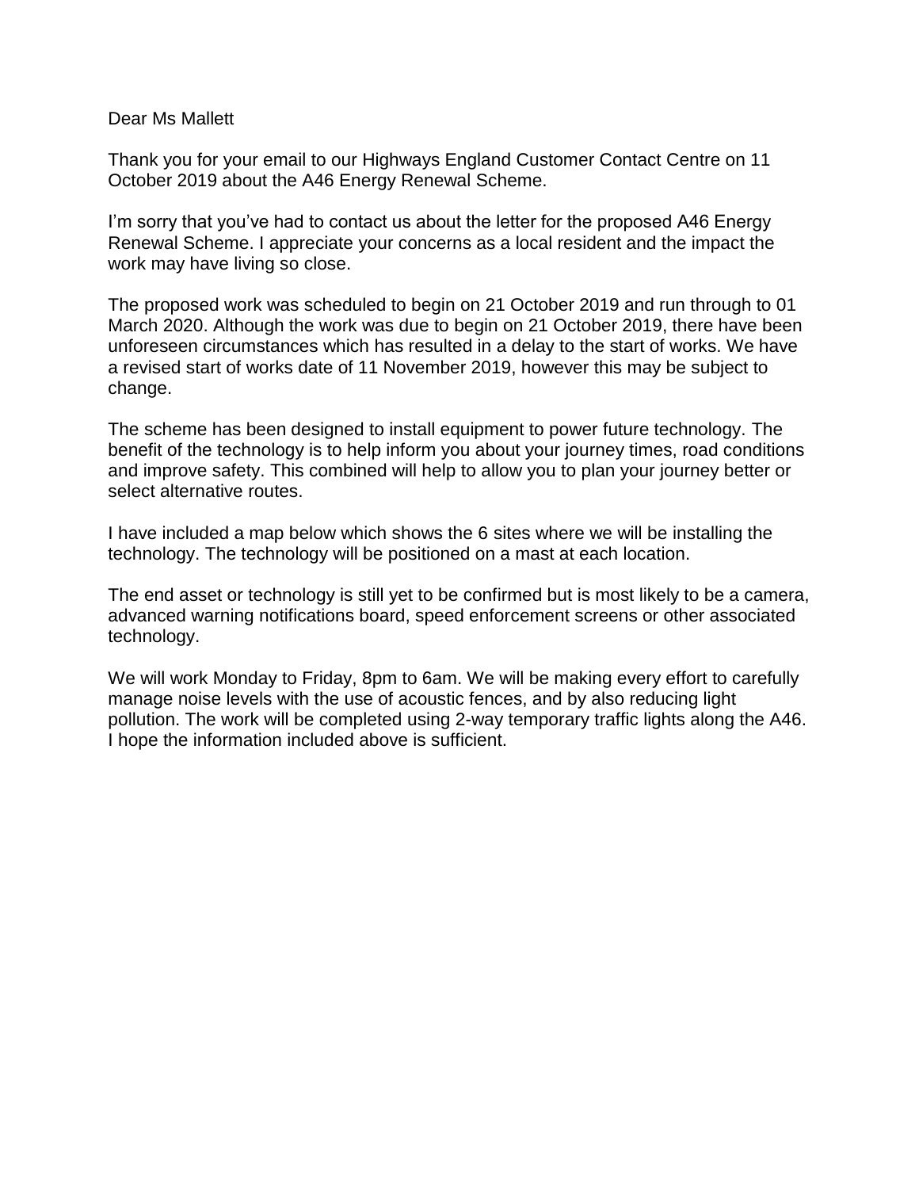Dear Ms Mallett

Thank you for your email to our Highways England Customer Contact Centre on 11 October 2019 about the A46 Energy Renewal Scheme.

I'm sorry that you've had to contact us about the letter for the proposed A46 Energy Renewal Scheme. I appreciate your concerns as a local resident and the impact the work may have living so close.

The proposed work was scheduled to begin on 21 October 2019 and run through to 01 March 2020. Although the work was due to begin on 21 October 2019, there have been unforeseen circumstances which has resulted in a delay to the start of works. We have a revised start of works date of 11 November 2019, however this may be subject to change.

The scheme has been designed to install equipment to power future technology. The benefit of the technology is to help inform you about your journey times, road conditions and improve safety. This combined will help to allow you to plan your journey better or select alternative routes.

I have included a map below which shows the 6 sites where we will be installing the technology. The technology will be positioned on a mast at each location.

The end asset or technology is still yet to be confirmed but is most likely to be a camera, advanced warning notifications board, speed enforcement screens or other associated technology.

We will work Monday to Friday, 8pm to 6am. We will be making every effort to carefully manage noise levels with the use of acoustic fences, and by also reducing light pollution. The work will be completed using 2-way temporary traffic lights along the A46. I hope the information included above is sufficient.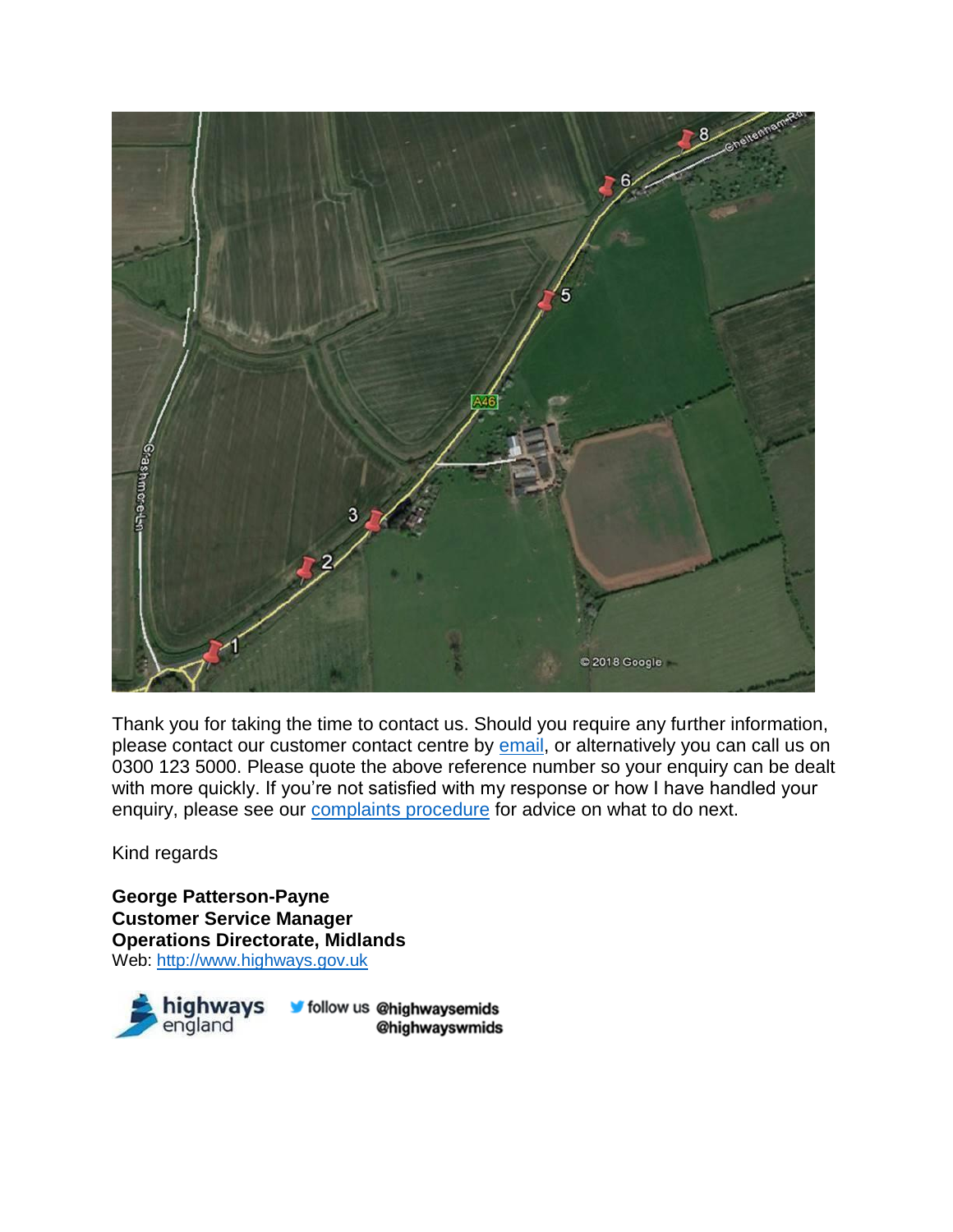Thank you for taking the time to contact us. Should you require any further information, please contact our customer contact centre by email, or alternatively you can call us on 0300 123 5000. Please quote the above reference number so your enquiry can be dealt with more quickly. If you're not satisfied with my response or how I have handled your enquiry, please see our complaints procedure for advice on what to do next.

Kind regards

**George Patterson-Payne**
**Customer Service Manager**
**Operations Directorate, Midlands**
Web: http://www.highways.gov.uk

highways england follow us @highwaysemids @highwayswmids